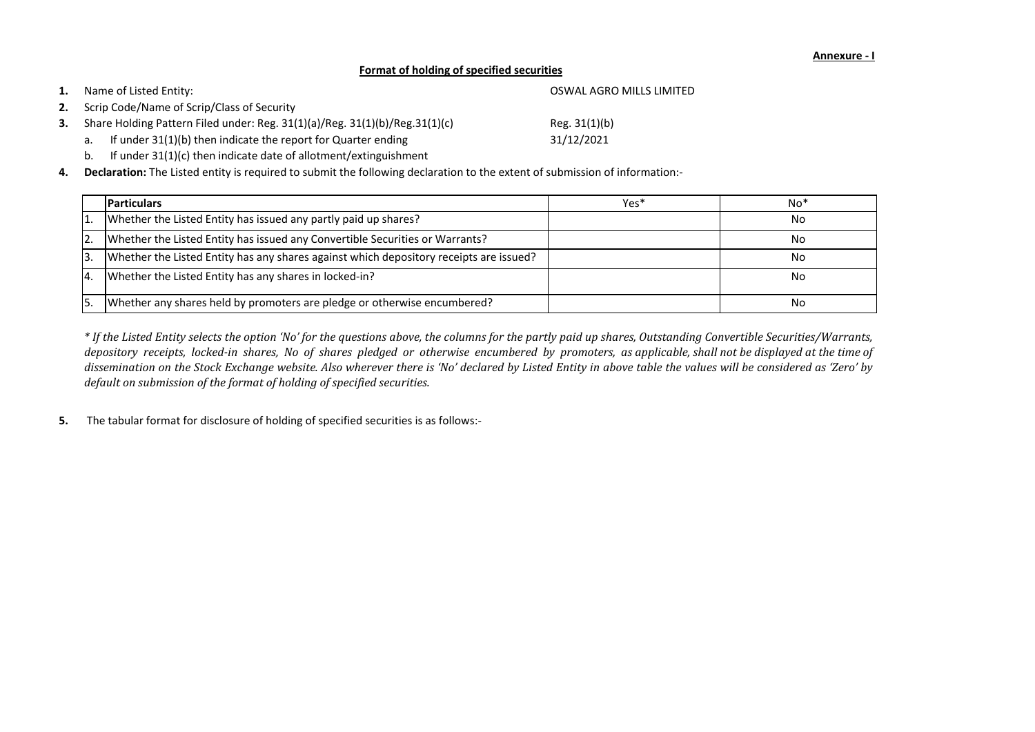**Annexure - I**

**Format of holding of specified securities**

1. Name of Listed Entity: OSWAL AGRO MILLS LIMITED
2. Scrip Code/Name of Scrip/Class of Security
3. Share Holding Pattern Filed under: Reg. 31(1)(a)/Reg. 31(1)(b)/Reg.31(1)(c) Reg. 31(1)(b)
   a. If under 31(1)(b) then indicate the report for Quarter ending 31/12/2021
   b. If under 31(1)(c) then indicate date of allotment/extinguishment
4. **Declaration:** The Listed entity is required to submit the following declaration to the extent of submission of information:-

| | Particulars | Yes* | No* |
|---|---|---|---|
| 1. | Whether the Listed Entity has issued any partly paid up shares? | | No |
| 2. | Whether the Listed Entity has issued any Convertible Securities or Warrants? | | No |
| 3. | Whether the Listed Entity has any shares against which depository receipts are issued? | | No |
| 4. | Whether the Listed Entity has any shares in locked-in? | | No |
| 5. | Whether any shares held by promoters are pledge or otherwise encumbered? | | No |

*\* If the Listed Entity selects the option 'No' for the questions above, the columns for the partly paid up shares, Outstanding Convertible Securities/Warrants, depository receipts, locked-in shares, No of shares pledged or otherwise encumbered by promoters, as applicable, shall not be displayed at the time of dissemination on the Stock Exchange website. Also wherever there is 'No' declared by Listed Entity in above table the values will be considered as 'Zero' by default on submission of the format of holding of specified securities.*

5. The tabular format for disclosure of holding of specified securities is as follows:-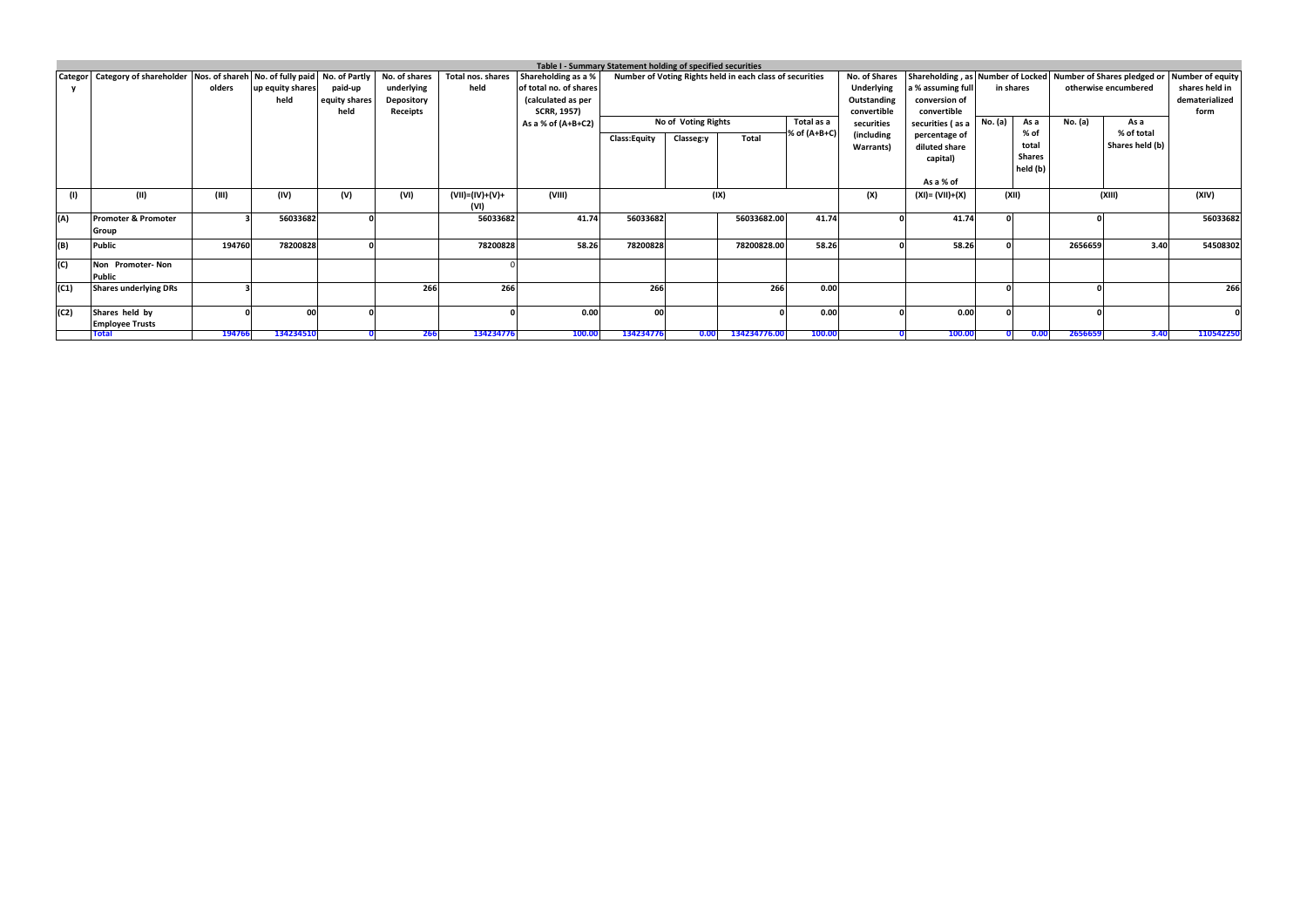# Table I - Summary Statement holding of specified securities

| Category | Category of shareholder | Nos. of shareholders | No. of fully paid up equity shares held | No. of Partly paid-up equity shares held | No. of shares underlying Depository Receipts | Total nos. shares held | Shareholding as a % of total no. of shares (calculated as per SCRR, 1957) As a % of (A+B+C2) | Number of Voting Rights held in each class of securities | | | | No. of Shares Underlying Outstanding convertible securities (including Warrants) | Shareholding , as a % assuming full conversion of convertible securities ( as a percentage of diluted share capital) As a % of | Number of Locked in shares | | Number of Shares pledged or otherwise encumbered | | Number of equity shares held in dematerialized form |
|---|---|---|---|---|---|---|---|---|---|---|---|---|---|---|---|---|---|---|
| | | | | | | | | No of Voting Rights | | | Total as a % of (A+B+C) | | | No. (a) | As a % of total Shares held (b) | No. (a) | As a % of total Shares held (b) | |
| | | | | | | | | Class:Equity | Classeg:y | Total | | | | | | | | |
| (I) | (II) | (III) | (IV) | (V) | (VI) | (VII)=(IV)+(V)+(VI) | (VIII) | (IX) | | | | (X) | (XI)= (VII)+(X) | (XII) | | (XIII) | | (XIV) |
| (A) | Promoter & Promoter Group | 3 | 56033682 | 0 | | 56033682 | 41.74 | 56033682 | | 56033682.00 | 41.74 | 0 | 41.74 | 0 | | 0 | | 56033682 |
| (B) | Public | 194760 | 78200828 | 0 | | 78200828 | 58.26 | 78200828 | | 78200828.00 | 58.26 | 0 | 58.26 | 0 | | 2656659 | 3.40 | 54508302 |
| (C) | Non Promoter- Non Public | | | | | 0 | | | | | | | | | | | | |
| (C1) | Shares underlying DRs | 3 | | | 266 | 266 | | 266 | | 266 | 0.00 | | | 0 | | 0 | | 266 |
| (C2) | Shares held by Employee Trusts | 0 | 00 | 0 | | 0 | 0.00 | 00 | | 0 | 0.00 | 0 | 0.00 | 0 | | 0 | | 0 |
| | Total | 194766 | 134234510 | 0 | 266 | 134234776 | 100.00 | 134234776 | 0.00 | 134234776.00 | 100.00 | 0 | 100.00 | 0 | 0.00 | 2656659 | 3.40 | 110542250 |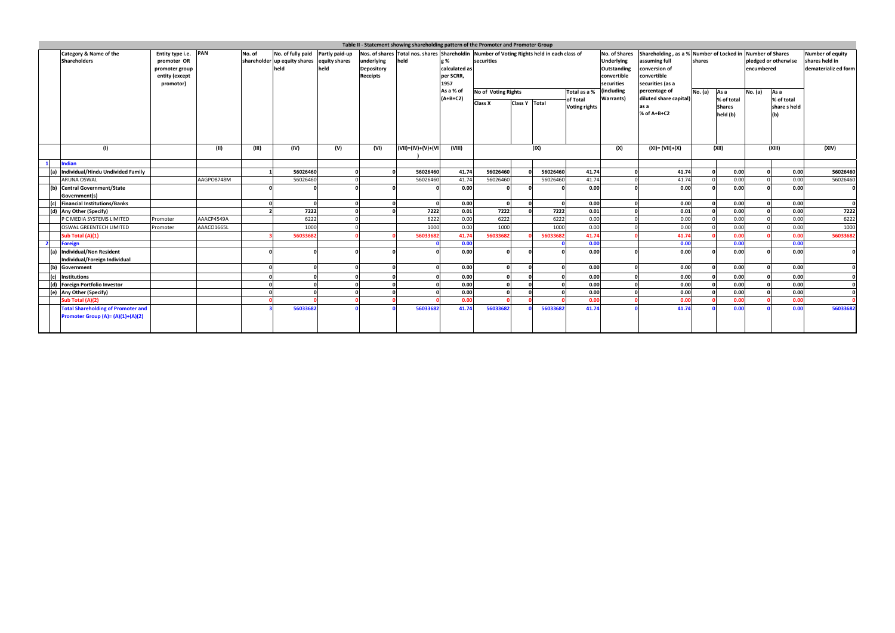# Table II - Statement showing shareholding pattern of the Promoter and Promoter Group

| | | Category & Name of the Shareholders | Entity type i.e. promoter OR promoter group entity (except promotor) | PAN | No. of shareholder | No. of fully paid up equity shares held | Partly paid-up equity shares held | Nos. of shares underlying Depository Receipts | Total nos. shares held | Shareholding % calculated as per SCRR, 1957 As a % of (A+B+C2) | Number of Voting Rights held in each class of securities | | | | No. of Shares Underlying Outstanding convertible securities (including Warrants) | Shareholding , as a % assuming full conversion of convertible securities (as a percentage of diluted share capital) as a % of A+B+C2 | Number of Locked in shares | | Number of Shares pledged or otherwise encumbered | | Number of equity shares held in dematerializ ed form |
|---|---|---|---|---|---|---|---|---|---|---|---|---|---|---|---|---|---|---|---|---|---|
| | | | | | | | | | | | No of Voting Rights | | | Total as a % of Total Voting rights | | | No. (a) | As a % of total Shares held (b) | No. (a) | As a % of total share s held (b) | |
| | | | | | | | | | | | Class X | Class Y | Total | | | | | | | | |
| | | (I) | | (II) | (III) | (IV) | (V) | (VI) | (VII)=(IV)+(V)+(VI) | (VIII) | (IX) | | | | (X) | (XI)= (VII)+(X) | (XII) | | (XIII) | | (XIV) |
| 1 | | **Indian** | | | | | | | | | | | | | | | | | | | |
| | (a) | **Individual/Hindu Undivided Family** | | | 1 | 56026460 | 0 | 0 | 56026460 | 41.74 | 56026460 | 0 | 56026460 | 41.74 | 0 | 41.74 | 0 | 0.00 | 0 | 0.00 | 56026460 |
| | | ARUNA OSWAL | | AAGPO8748M | | 56026460 | 0 | | 56026460 | 41.74 | 56026460 | | 56026460 | 41.74 | 0 | 41.74 | 0 | 0.00 | 0 | 0.00 | 56026460 |
| | (b) | **Central Government/State Government(s)** | | | 0 | 0 | 0 | 0 | 0 | 0.00 | 0 | 0 | 0 | 0.00 | 0 | 0.00 | 0 | 0.00 | 0 | 0.00 | 0 |
| | (c) | **Financial Institutions/Banks** | | | 0 | 0 | 0 | 0 | 0 | 0.00 | 0 | 0 | 0 | 0.00 | 0 | 0.00 | 0 | 0.00 | 0 | 0.00 | 0 |
| | (d) | **Any Other (Specify)** | | | 2 | 7222 | 0 | 0 | 7222 | 0.01 | 7222 | 0 | 7222 | 0.01 | 0 | 0.01 | 0 | 0.00 | 0 | 0.00 | 7222 |
| | | P C MEDIA SYSTEMS LIMITED | Promoter | AAACP4549A | | 6222 | 0 | | 6222 | 0.00 | 6222 | | 6222 | 0.00 | 0 | 0.00 | 0 | 0.00 | 0 | 0.00 | 6222 |
| | | OSWAL GREENTECH LIMITED | Promoter | AAACO1665L | | 1000 | 0 | | 1000 | 0.00 | 1000 | | 1000 | 0.00 | 0 | 0.00 | 0 | 0.00 | 0 | 0.00 | 1000 |
| | | **Sub Total (A)(1)** | | | 3 | 56033682 | 0 | 0 | 56033682 | 41.74 | 56033682 | 0 | 56033682 | 41.74 | 0 | 41.74 | 0 | 0.00 | 0 | 0.00 | 56033682 |
| 2 | | **Foreign** | | | | | | | 0 | 0.00 | | | 0 | 0.00 | | 0.00 | | 0.00 | | 0.00 | |
| | (a) | **Individual/Non Resident Individual/Foreign Individual** | | | 0 | 0 | 0 | 0 | 0 | 0.00 | 0 | 0 | 0 | 0.00 | 0 | 0.00 | 0 | 0.00 | 0 | 0.00 | 0 |
| | (b) | **Government** | | | 0 | 0 | 0 | 0 | 0 | 0.00 | 0 | 0 | 0 | 0.00 | 0 | 0.00 | 0 | 0.00 | 0 | 0.00 | 0 |
| | (c) | **Institutions** | | | 0 | 0 | 0 | 0 | 0 | 0.00 | 0 | 0 | 0 | 0.00 | 0 | 0.00 | 0 | 0.00 | 0 | 0.00 | 0 |
| | (d) | **Foreign Portfolio Investor** | | | 0 | 0 | 0 | 0 | 0 | 0.00 | 0 | 0 | 0 | 0.00 | 0 | 0.00 | 0 | 0.00 | 0 | 0.00 | 0 |
| | (e) | **Any Other (Specify)** | | | 0 | 0 | 0 | 0 | 0 | 0.00 | 0 | 0 | 0 | 0.00 | 0 | 0.00 | 0 | 0.00 | 0 | 0.00 | 0 |
| | | **Sub Total (A)(2)** | | | 0 | 0 | 0 | 0 | 0 | 0.00 | 0 | 0 | 0 | 0.00 | 0 | 0.00 | 0 | 0.00 | 0 | 0.00 | 0 |
| | | **Total Shareholding of Promoter and Promoter Group (A)= (A)(1)+(A)(2)** | | | 3 | 56033682 | 0 | 0 | 56033682 | 41.74 | 56033682 | 0 | 56033682 | 41.74 | 0 | 41.74 | 0 | 0.00 | 0 | 0.00 | 56033682 |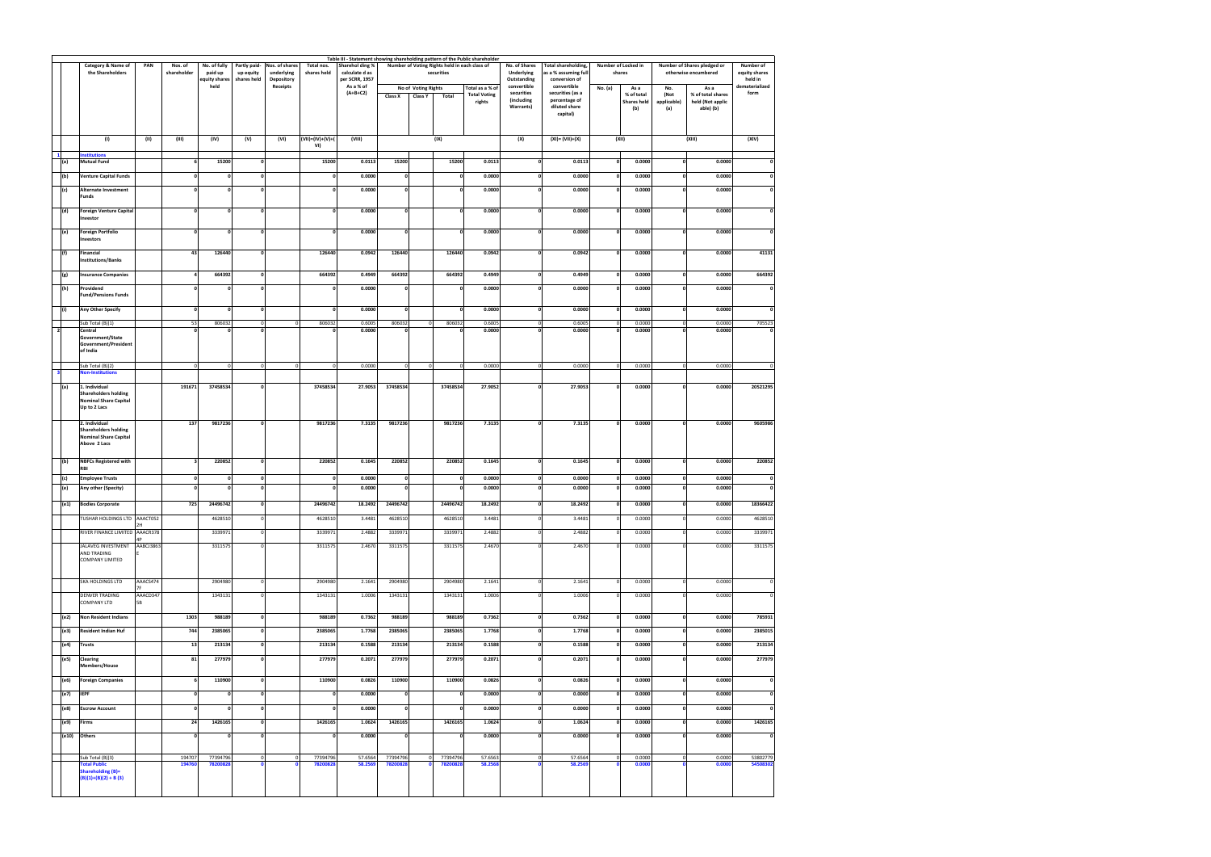Table III - Statement showing shareholding pattern of the Public shareholder

| | Category & Name of the Shareholders | PAN | Nos. of shareholder | No. of fully paid up equity shares held | Partly paid-up equity shares held | Nos. of shares underlying Depository Receipts | Total nos. shares held | Sharehol ding % calculate d as per SCRR, 1957 As a % of (A+B+C2) | Number of Voting Rights held in each class of securities | | | | No. of Shares Underlying Outstanding convertible securities (including Warrants) | Total shareholding, as a % assuming full conversion of convertible securities (as a percentage of diluted share capital) | Number of Locked in shares | | Number of Shares pledged or otherwise encumbered | | Number of equity shares held in dematerialized form |
|---|---|---|---|---|---|---|---|---|---|---|---|---|---|---|---|---|---|---|---|
| | | | | | | | | | No of Voting Rights | | | Total as a % of Total Voting rights | | | No. (a) | As a % of total Shares held (b) | No. (Not applicable) (a) | As a % of total shares held (Not applic able) (b) | |
| | | | | | | | | | Class X | Class Y | Total | | | | | | | | |
| | (I) | (II) | (III) | (IV) | (V) | (VI) | (VII)=(IV)+(V)+(VI) | (VIII) | (IX) | | | | (X) | (XI)= (VII)+(X) | (XII) | | (XIII) | | (XIV) |
| 1 | **Institutions** | | | | | | | | | | | | | | | | | | |
| (a) | Mutual Fund | | 6 | 15200 | 0 | | 15200 | 0.0113 | 15200 | | 15200 | 0.0113 | 0 | 0.0113 | 0 | 0.0000 | 0 | 0.0000 | 0 |
| (b) | Venture Capital Funds | | 0 | 0 | 0 | | 0 | 0.0000 | 0 | | 0 | 0.0000 | 0 | 0.0000 | 0 | 0.0000 | 0 | 0.0000 | 0 |
| (c) | Alternate Investment Funds | | 0 | 0 | 0 | | 0 | 0.0000 | 0 | | 0 | 0.0000 | 0 | 0.0000 | 0 | 0.0000 | 0 | 0.0000 | 0 |
| (d) | Foreign Venture Capital Investor | | 0 | 0 | 0 | | 0 | 0.0000 | 0 | | 0 | 0.0000 | 0 | 0.0000 | 0 | 0.0000 | 0 | 0.0000 | 0 |
| (e) | Foreign Portfolio Investors | | 0 | 0 | 0 | | 0 | 0.0000 | 0 | | 0 | 0.0000 | 0 | 0.0000 | 0 | 0.0000 | 0 | 0.0000 | 0 |
| (f) | Financial Institutions/Banks | | 43 | 126440 | 0 | | 126440 | 0.0942 | 126440 | | 126440 | 0.0942 | 0 | 0.0942 | 0 | 0.0000 | 0 | 0.0000 | 41131 |
| (g) | Insurance Companies | | 4 | 664392 | 0 | | 664392 | 0.4949 | 664392 | | 664392 | 0.4949 | 0 | 0.4949 | 0 | 0.0000 | 0 | 0.0000 | 664392 |
| (h) | Providend Fund/Pensions Funds | | 0 | 0 | 0 | | 0 | 0.0000 | 0 | | 0 | 0.0000 | 0 | 0.0000 | 0 | 0.0000 | 0 | 0.0000 | 0 |
| (i) | Any Other Specify | | 0 | 0 | 0 | | 0 | 0.0000 | 0 | | 0 | 0.0000 | 0 | 0.0000 | 0 | 0.0000 | 0 | 0.0000 | 0 |
| | Sub Total (B)(1) | | 53 | 806032 | 0 | 0 | 806032 | 0.6005 | 806032 | 0 | 806032 | 0.6005 | 0 | 0.6005 | 0 | 0.0000 | 0 | 0.0000 | 705523 |
| 2 | Central Government/State Government/President of India | | 0 | 0 | 0 | | 0 | 0.0000 | 0 | | 0 | 0.0000 | 0 | 0.0000 | 0 | 0.0000 | 0 | 0.0000 | 0 |
| | Sub Total (B)(2) | | 0 | 0 | 0 | 0 | 0 | 0.0000 | 0 | 0 | 0 | 0.0000 | 0 | 0.0000 | 0 | 0.0000 | 0 | 0.0000 | 0 |
| 3 | **Non-Institutions** | | | | | | | | | | | | | | | | | | |
| (a) | 1. Individual Shareholders holding Nominal Share Capital Up to 2 Lacs | | 191671 | 37458534 | 0 | | 37458534 | 27.9053 | 37458534 | | 37458534 | 27.9052 | 0 | 27.9053 | 0 | 0.0000 | 0 | 0.0000 | 20521295 |
| | 2. Individual Shareholders holding Nominal Share Capital Above 2 Lacs | | 137 | 9817236 | 0 | | 9817236 | 7.3135 | 9817236 | | 9817236 | 7.3135 | 0 | 7.3135 | 0 | 0.0000 | 0 | 0.0000 | 9605986 |
| (b) | NBFCs Registered with RBI | | 3 | 220852 | 0 | | 220852 | 0.1645 | 220852 | | 220852 | 0.1645 | 0 | 0.1645 | 0 | 0.0000 | 0 | 0.0000 | 220852 |
| (c) | Employee Trusts | | 0 | 0 | 0 | | 0 | 0.0000 | 0 | | 0 | 0.0000 | 0 | 0.0000 | 0 | 0.0000 | 0 | 0.0000 | 0 |
| (e) | Any other (Specity) | | 0 | 0 | 0 | | 0 | 0.0000 | 0 | | 0 | 0.0000 | 0 | 0.0000 | 0 | 0.0000 | 0 | 0.0000 | 0 |
| (e1) | Bodies Corporate | | 725 | 24496742 | 0 | | 24496742 | 18.2492 | 24496742 | | 24496742 | 18.2492 | 0 | 18.2492 | 0 | 0.0000 | 0 | 0.0000 | 18366422 |
| | TUSHAR HOLDINGS LTD | AAACT052 2H | | 4628510 | 0 | | 4628510 | 3.4481 | 4628510 | | 4628510 | 3.4481 | 0 | 3.4481 | 0 | 0.0000 | 0 | 0.0000 | 4628510 |
| | RIVER FINANCE LIMITED | AAACR378 4P | | 3339971 | 0 | | 3339971 | 2.4882 | 3339971 | | 3339971 | 2.4882 | 0 | 2.4882 | 0 | 0.0000 | 0 | 0.0000 | 3339971 |
| | JALAVEG INVESTMENT AND TRADING COMPANY LIMITED | AABCJ3863 E | | 3311575 | 0 | | 3311575 | 2.4670 | 3311575 | | 3311575 | 2.4670 | 0 | 2.4670 | 0 | 0.0000 | 0 | 0.0000 | 3311575 |
| | SKA HOLDINGS LTD | AAACS474 7F | | 2904980 | 0 | | 2904980 | 2.1641 | 2904980 | | 2904980 | 2.1641 | 0 | 2.1641 | 0 | 0.0000 | 0 | 0.0000 | 0 |
| | DENVER TRADING COMPANY LTD | AAACD347 5B | | 1343131 | 0 | | 1343131 | 1.0006 | 1343131 | | 1343131 | 1.0006 | 0 | 1.0006 | 0 | 0.0000 | 0 | 0.0000 | 0 |
| (e2) | Non Resident Indians | | 1303 | 988189 | 0 | | 988189 | 0.7362 | 988189 | | 988189 | 0.7362 | 0 | 0.7362 | 0 | 0.0000 | 0 | 0.0000 | 785931 |
| (e3) | Resident Indian Huf | | 744 | 2385065 | 0 | | 2385065 | 1.7768 | 2385065 | | 2385065 | 1.7768 | 0 | 1.7768 | 0 | 0.0000 | 0 | 0.0000 | 2385015 |
| (e4) | Trusts | | 13 | 213134 | 0 | | 213134 | 0.1588 | 213134 | | 213134 | 0.1588 | 0 | 0.1588 | 0 | 0.0000 | 0 | 0.0000 | 213134 |
| (e5) | Clearing Members/House | | 81 | 277979 | 0 | | 277979 | 0.2071 | 277979 | | 277979 | 0.2071 | 0 | 0.2071 | 0 | 0.0000 | 0 | 0.0000 | 277979 |
| (e6) | Foreign Companies | | 6 | 110900 | 0 | | 110900 | 0.0826 | 110900 | | 110900 | 0.0826 | 0 | 0.0826 | 0 | 0.0000 | 0 | 0.0000 | 0 |
| (e7) | IEPF | | 0 | 0 | 0 | | 0 | 0.0000 | 0 | | 0 | 0.0000 | 0 | 0.0000 | 0 | 0.0000 | 0 | 0.0000 | 0 |
| (e8) | Escrow Account | | 0 | 0 | 0 | | 0 | 0.0000 | 0 | | 0 | 0.0000 | 0 | 0.0000 | 0 | 0.0000 | 0 | 0.0000 | 0 |
| (e9) | Firms | | 24 | 1426165 | 0 | | 1426165 | 1.0624 | 1426165 | | 1426165 | 1.0624 | 0 | 1.0624 | 0 | 0.0000 | 0 | 0.0000 | 1426165 |
| (e10) | Others | | 0 | 0 | 0 | | 0 | 0.0000 | 0 | | 0 | 0.0000 | 0 | 0.0000 | 0 | 0.0000 | 0 | 0.0000 | 0 |
| | Sub Total (B)(3) | | 194707 | 77394796 | 0 | 0 | 77394796 | 57.6564 | 77394796 | 0 | 77394796 | 57.6563 | 0 | 57.6564 | 0 | 0.0000 | 0 | 0.0000 | 53802779 |
| | **Total Public Shareholding (B)= (B)(1)+(B)(2) + B (3)** | | **194760** | **78200828** | **0** | **0** | **78200828** | **58.2569** | **78200828** | **0** | **78200828** | **58.2568** | **0** | **58.2569** | **0** | **0.0000** | **0** | **0.0000** | **54508302** |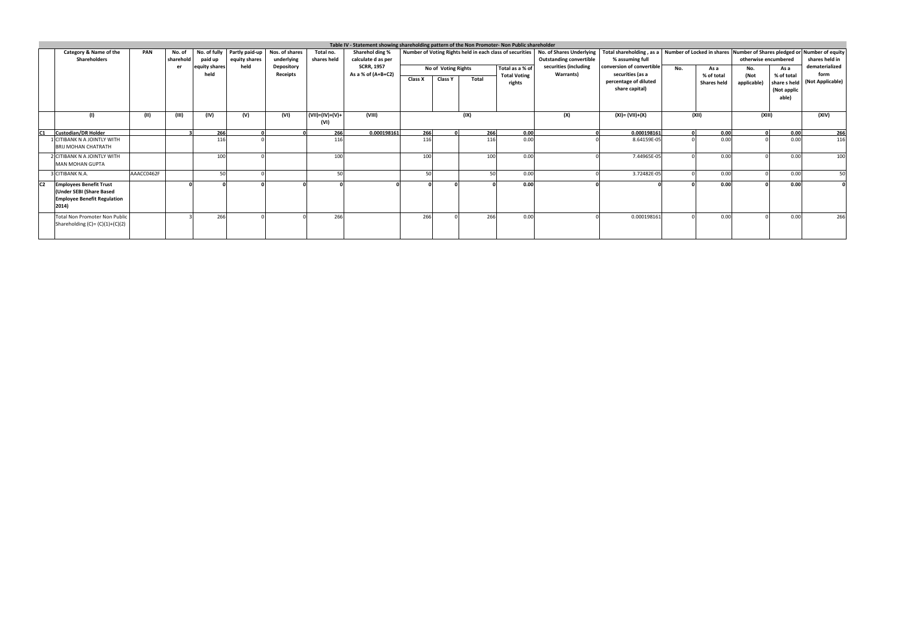# Table IV - Statement showing shareholding pattern of the Non Promoter- Non Public shareholder

| | Category & Name of the Shareholders | PAN | No. of shareholder | No. of fully paid up equity shares held | Partly paid-up equity shares held | Nos. of shares underlying Depository Receipts | Total no. shares held | Sharehol ding % calculate d as per SCRR, 1957 As a % of (A+B+C2) | Number of Voting Rights held in each class of securities | | | | No. of Shares Underlying Outstanding convertible securities (including Warrants) | Total shareholding , as a % assuming full conversion of convertible securities (as a percentage of diluted share capital) | Number of Locked in shares | | Number of Shares pledged or otherwise encumbered | | Number of equity shares held in dematerialized form (Not Applicable) |
|---|---|---|---|---|---|---|---|---|---|---|---|---|---|---|---|---|---|---|---|
| | | | | | | | | | No of Voting Rights | | | Total as a % of Total Voting rights | | | No. | As a % of total Shares held | No. (Not applicable) | As a % of total share s held (Not applic able) | |
| | | | | | | | | | Class X | Class Y | Total | | | | | | | | |
| | (I) | (II) | (III) | (IV) | (V) | (VI) | (VII)=(IV)+(V)+(VI) | (VIII) | (IX) | | | | (X) | (XI)= (VII)+(X) | (XII) | | (XIII) | | (XIV) |
| C1 | **Custodian/DR Holder** | | **3** | **266** | **0** | **0** | **266** | **0.000198161** | **266** | **0** | **266** | **0.00** | **0** | **0.000198161** | **0** | **0.00** | **0** | **0.00** | **266** |
| | 1 CITIBANK N A JOINTLY WITH BRIJ MOHAN CHATRATH | | | 116 | 0 | | 116 | | 116 | | 116 | 0.00 | 0 | 8.64159E-05 | 0 | 0.00 | 0 | 0.00 | 116 |
| | 2 CITIBANK N A JOINTLY WITH MAN MOHAN GUPTA | | | 100 | 0 | | 100 | | 100 | | 100 | 0.00 | 0 | 7.44965E-05 | 0 | 0.00 | 0 | 0.00 | 100 |
| | 3 CITIBANK N.A. | AAACC0462F | | 50 | 0 | | 50 | | 50 | | 50 | 0.00 | 0 | 3.72482E-05 | 0 | 0.00 | 0 | 0.00 | 50 |
| C2 | **Employees Benefit Trust (Under SEBI (Share Based Employee Benefit Regulation 2014)** | | **0** | **0** | **0** | **0** | **0** | **0** | **0** | **0** | **0** | **0.00** | **0** | **0** | **0** | **0.00** | **0** | **0.00** | **0** |
| | Total Non Promoter Non Public Shareholding (C)= (C)(1)+(C)(2) | | 3 | 266 | 0 | 0 | 266 | | 266 | 0 | 266 | 0.00 | 0 | 0.000198161 | 0 | 0.00 | 0 | 0.00 | 266 |